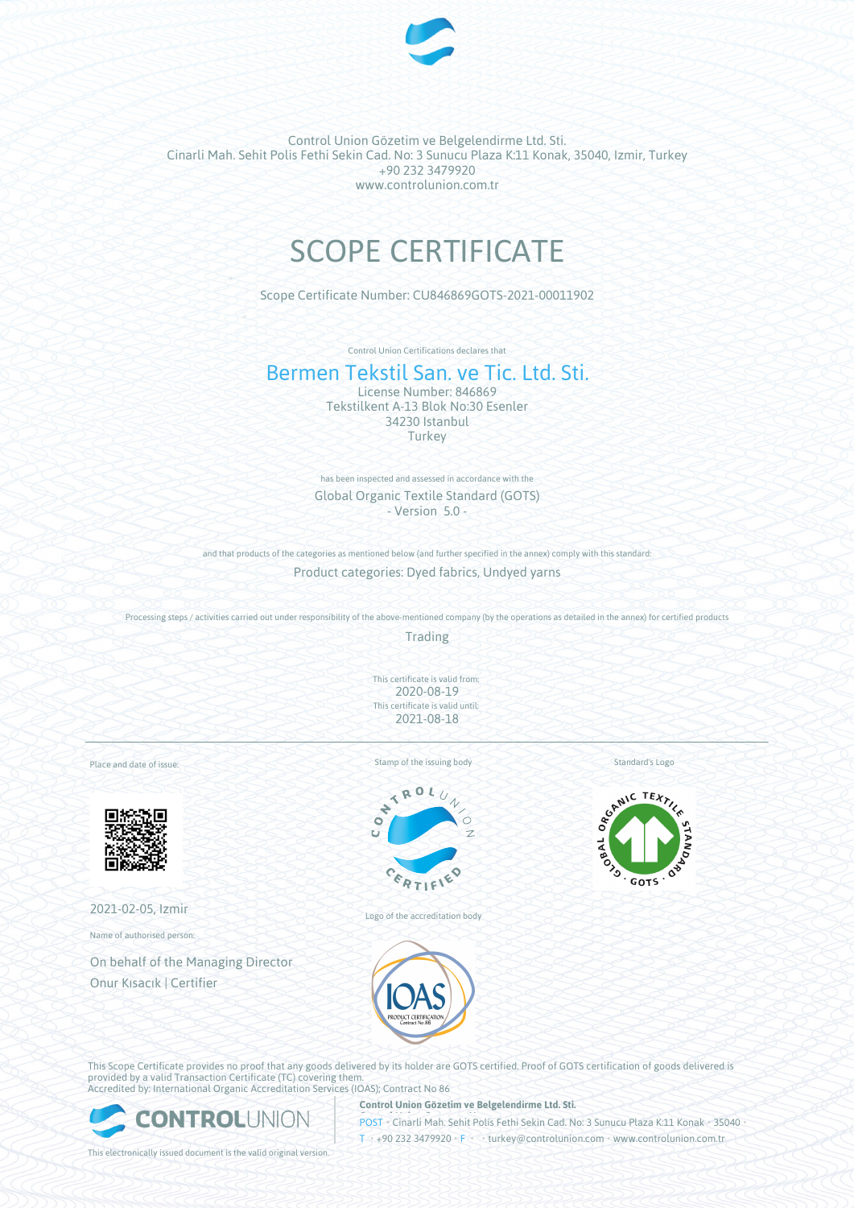Control Union Gözetim ve Belgelendirme Ltd. Sti.
Cinarli Mah. Sehit Polis Fethi Sekin Cad. No: 3 Sunucu Plaza K:11 Konak, 35040, Izmir, Turkey
+90 232 3479920
www.controlunion.com.tr

# SCOPE CERTIFICATE

Scope Certificate Number: CU846869GOTS-2021-00011902

Control Union Certifications declares that

## Bermen Tekstil San. ve Tic. Ltd. Sti.

License Number: 846869
Tekstilkent A-13 Blok No:30 Esenler
34230 Istanbul
Turkey

has been inspected and assessed in accordance with the

Global Organic Textile Standard (GOTS)
- Version 5.0 -

and that products of the categories as mentioned below (and further specified in the annex) comply with this standard:

Product categories: Dyed fabrics, Undyed yarns

Processing steps / activities carried out under responsibility of the above-mentioned company (by the operations as detailed in the annex) for certified products

Trading

This certificate is valid from:
2020-08-19
This certificate is valid until:
2021-08-18

Place and date of issue:

2021-02-05, Izmir

Name of authorised person:

On behalf of the Managing Director
Onur Kısacık | Certifier

Stamp of the issuing body

Logo of the accreditation body

Standard's Logo

This Scope Certificate provides no proof that any goods delivered by its holder are GOTS certified. Proof of GOTS certification of goods delivered is provided by a valid Transaction Certificate (TC) covering them.
Accredited by: International Organic Accreditation Services (IOAS); Contract No 86

**Control Union Gözetim ve Belgelendirme Ltd. Sti.**
POST • Cinarli Mah. Sehit Polis Fethi Sekin Cad. No: 3 Sunucu Plaza K:11 Konak • 35040 •
T • +90 232 3479920 • F • • turkey@controlunion.com • www.controlunion.com.tr

This electronically issued document is the valid original version.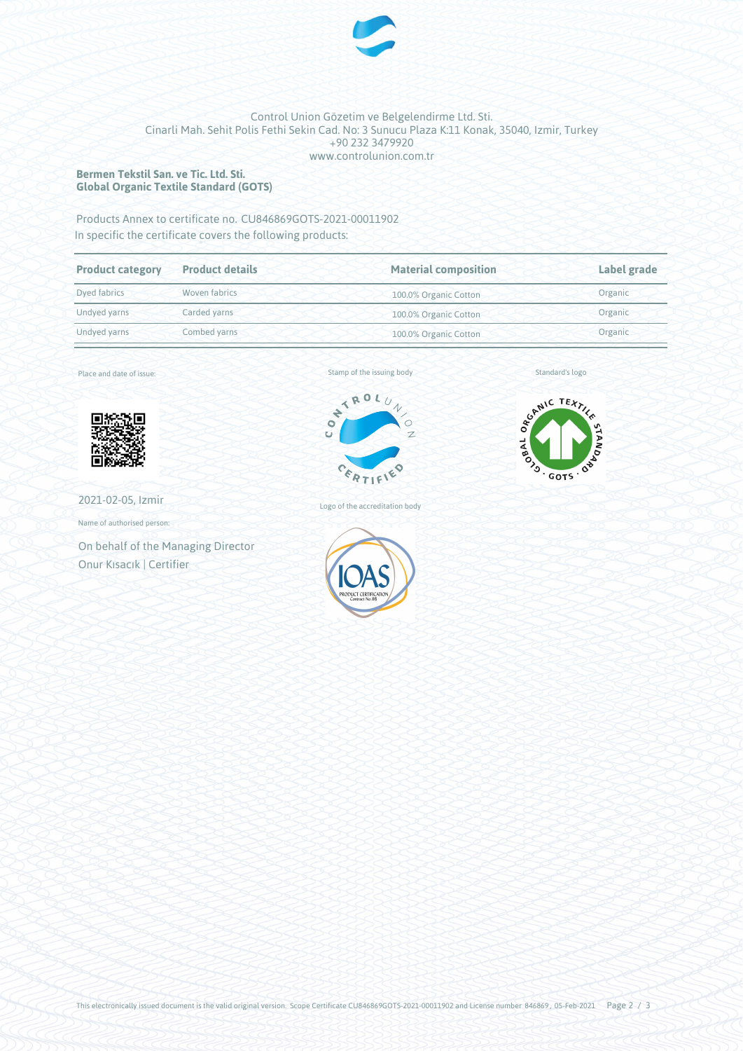Control Union Gözetim ve Belgelendirme Ltd. Sti.
Cinarli Mah. Sehit Polis Fethi Sekin Cad. No: 3 Sunucu Plaza K:11 Konak, 35040, Izmir, Turkey
+90 232 3479920
www.controlunion.com.tr

**Bermen Tekstil San. ve Tic. Ltd. Sti.**
**Global Organic Textile Standard (GOTS)**

Products Annex to certificate no. CU846869GOTS-2021-00011902
In specific the certificate covers the following products:

| Product category | Product details | Material composition | Label grade |
|---|---|---|---|
| Dyed fabrics | Woven fabrics | 100.0% Organic Cotton | Organic |
| Undyed yarns | Carded yarns | 100.0% Organic Cotton | Organic |
| Undyed yarns | Combed yarns | 100.0% Organic Cotton | Organic |

Place and date of issue:

2021-02-05, Izmir

Name of authorised person:

On behalf of the Managing Director
Onur Kısacık | Certifier

Stamp of the issuing body

Logo of the accreditation body

Standard's logo

This electronically issued document is the valid original version. Scope Certificate CU846869GOTS-2021-00011902 and License number 846869 , 05-Feb-2021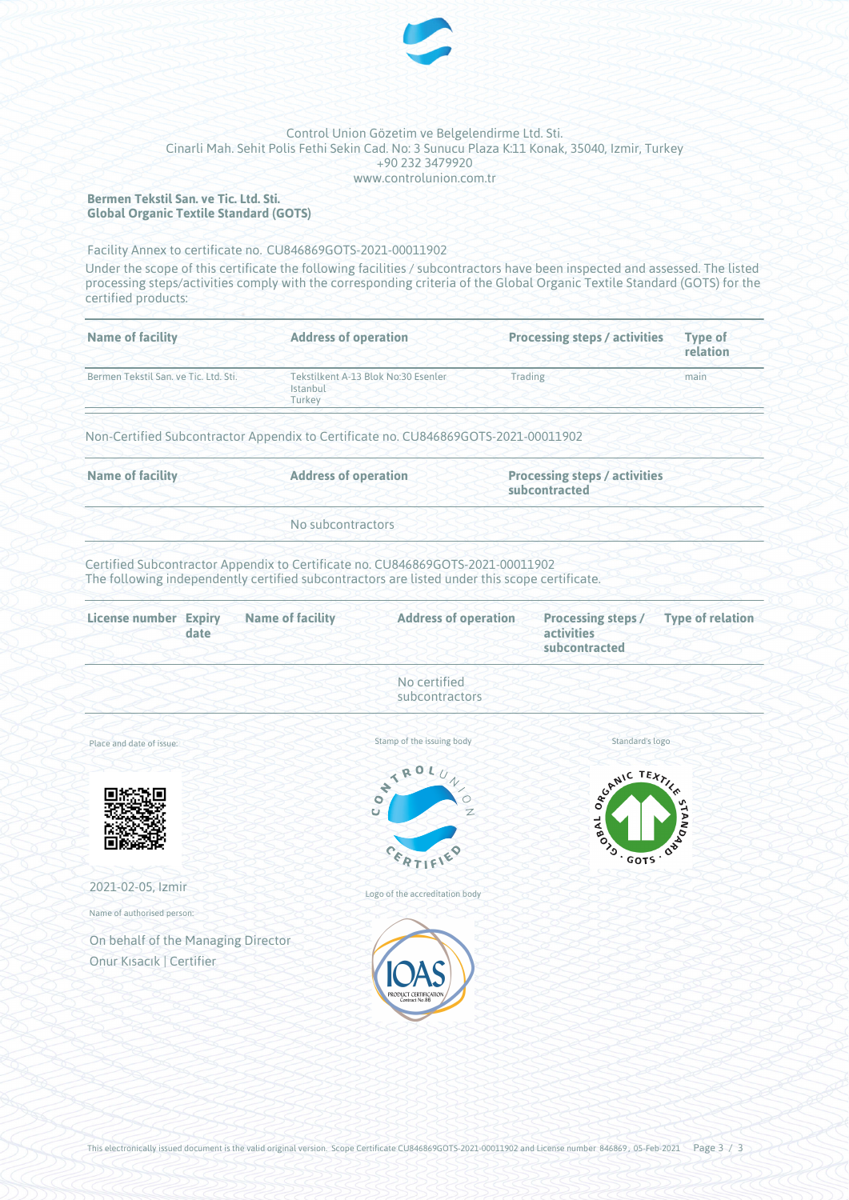Control Union Gözetim ve Belgelendirme Ltd. Sti.
Cinarli Mah. Sehit Polis Fethi Sekin Cad. No: 3 Sunucu Plaza K:11 Konak, 35040, Izmir, Turkey
+90 232 3479920
www.controlunion.com.tr

**Bermen Tekstil San. ve Tic. Ltd. Sti.**
**Global Organic Textile Standard (GOTS)**

Facility Annex to certificate no. CU846869GOTS-2021-00011902

Under the scope of this certificate the following facilities / subcontractors have been inspected and assessed. The listed processing steps/activities comply with the corresponding criteria of the Global Organic Textile Standard (GOTS) for the certified products:

| Name of facility | Address of operation | Processing steps / activities | Type of relation |
|---|---|---|---|
| Bermen Tekstil San. ve Tic. Ltd. Sti. | Tekstilkent A-13 Blok No:30 Esenler Istanbul Turkey | Trading | main |

Non-Certified Subcontractor Appendix to Certificate no. CU846869GOTS-2021-00011902

| Name of facility | Address of operation | Processing steps / activities subcontracted |
|---|---|---|
| | No subcontractors | |

Certified Subcontractor Appendix to Certificate no. CU846869GOTS-2021-00011902
The following independently certified subcontractors are listed under this scope certificate.

| License number | Expiry date | Name of facility | Address of operation | Processing steps / activities subcontracted | Type of relation |
|---|---|---|---|---|---|
| | | | No certified subcontractors | | |

Place and date of issue:

2021-02-05, Izmir

Name of authorised person:

On behalf of the Managing Director
Onur Kısacık | Certifier

Stamp of the issuing body

Logo of the accreditation body

Standard's logo

This electronically issued document is the valid original version. Scope Certificate CU846869GOTS-2021-00011902 and License number 846869, 05-Feb-2021